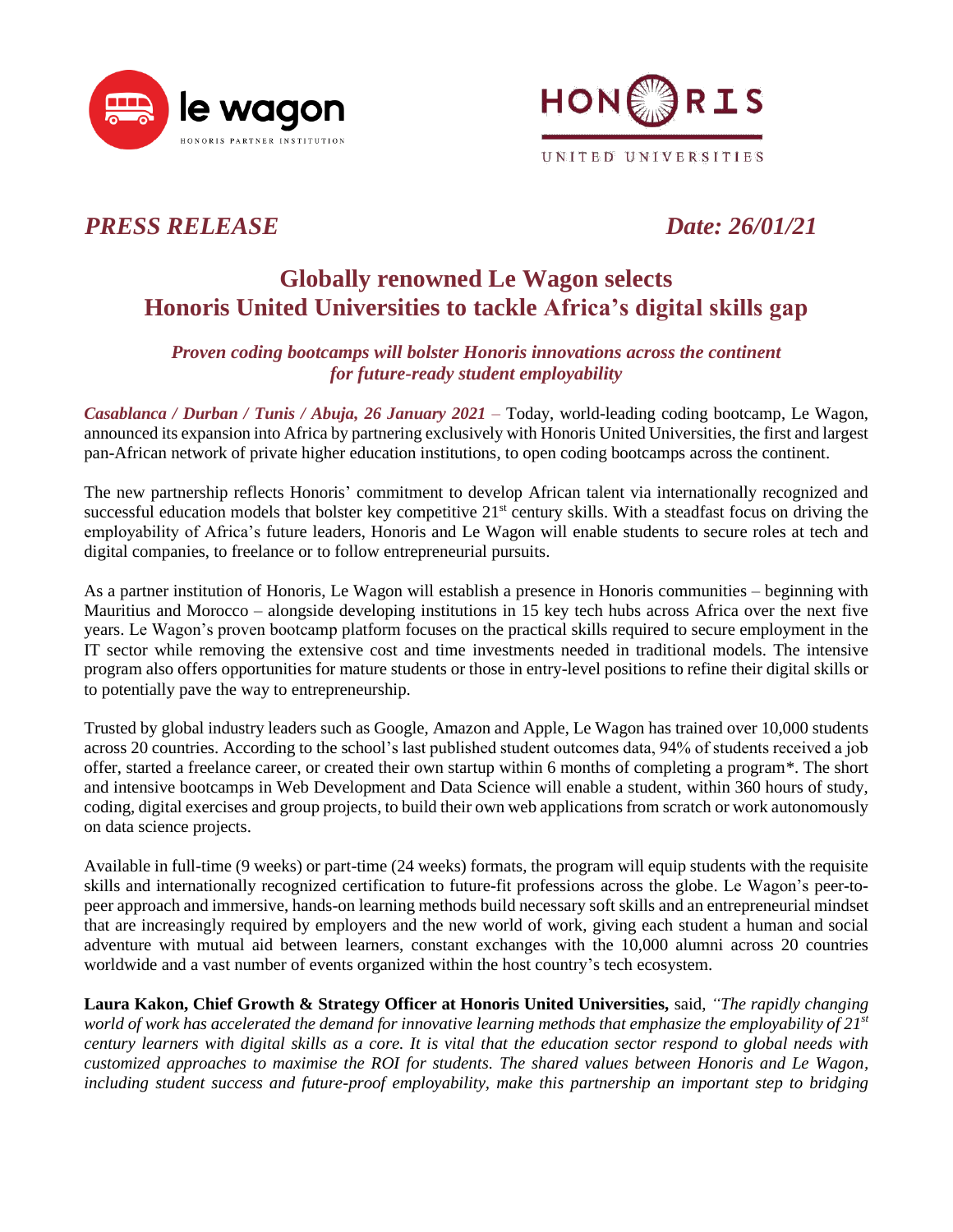le wagon
HONORIS PARTNER INSTITUTION

HONORIS
UNITED UNIVERSITIES

*PRESS RELEASE* *Date: 26/01/21*

# Globally renowned Le Wagon selects Honoris United Universities to tackle Africa's digital skills gap

***Proven coding bootcamps will bolster Honoris innovations across the continent for future-ready student employability***

***Casablanca / Durban / Tunis / Abuja, 26 January 2021*** – Today, world-leading coding bootcamp, Le Wagon, announced its expansion into Africa by partnering exclusively with Honoris United Universities, the first and largest pan-African network of private higher education institutions, to open coding bootcamps across the continent.

The new partnership reflects Honoris' commitment to develop African talent via internationally recognized and successful education models that bolster key competitive 21st century skills. With a steadfast focus on driving the employability of Africa's future leaders, Honoris and Le Wagon will enable students to secure roles at tech and digital companies, to freelance or to follow entrepreneurial pursuits.

As a partner institution of Honoris, Le Wagon will establish a presence in Honoris communities – beginning with Mauritius and Morocco – alongside developing institutions in 15 key tech hubs across Africa over the next five years. Le Wagon's proven bootcamp platform focuses on the practical skills required to secure employment in the IT sector while removing the extensive cost and time investments needed in traditional models. The intensive program also offers opportunities for mature students or those in entry-level positions to refine their digital skills or to potentially pave the way to entrepreneurship.

Trusted by global industry leaders such as Google, Amazon and Apple, Le Wagon has trained over 10,000 students across 20 countries. According to the school's last published student outcomes data, 94% of students received a job offer, started a freelance career, or created their own startup within 6 months of completing a program*. The short and intensive bootcamps in Web Development and Data Science will enable a student, within 360 hours of study, coding, digital exercises and group projects, to build their own web applications from scratch or work autonomously on data science projects.

Available in full-time (9 weeks) or part-time (24 weeks) formats, the program will equip students with the requisite skills and internationally recognized certification to future-fit professions across the globe. Le Wagon's peer-to-peer approach and immersive, hands-on learning methods build necessary soft skills and an entrepreneurial mindset that are increasingly required by employers and the new world of work, giving each student a human and social adventure with mutual aid between learners, constant exchanges with the 10,000 alumni across 20 countries worldwide and a vast number of events organized within the host country's tech ecosystem.

**Laura Kakon, Chief Growth & Strategy Officer at Honoris United Universities,** said, *"The rapidly changing world of work has accelerated the demand for innovative learning methods that emphasize the employability of 21st century learners with digital skills as a core. It is vital that the education sector respond to global needs with customized approaches to maximise the ROI for students. The shared values between Honoris and Le Wagon, including student success and future-proof employability, make this partnership an important step to bridging*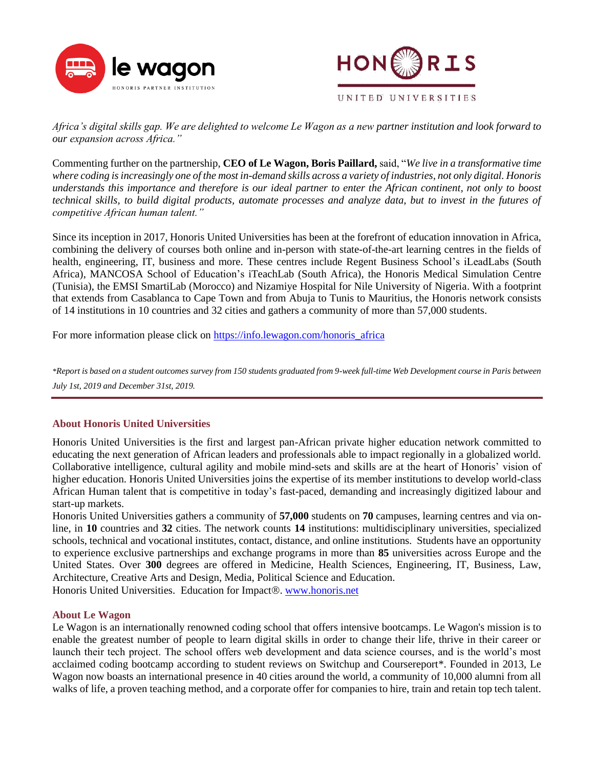*Africa's digital skills gap. We are delighted to welcome Le Wagon as a new partner institution and look forward to our expansion across Africa."*

Commenting further on the partnership, **CEO of Le Wagon, Boris Paillard,** said, "*We live in a transformative time where coding is increasingly one of the most in-demand skills across a variety of industries, not only digital. Honoris understands this importance and therefore is our ideal partner to enter the African continent, not only to boost technical skills, to build digital products, automate processes and analyze data, but to invest in the futures of competitive African human talent."*

Since its inception in 2017, Honoris United Universities has been at the forefront of education innovation in Africa, combining the delivery of courses both online and in-person with state-of-the-art learning centres in the fields of health, engineering, IT, business and more. These centres include Regent Business School's iLeadLabs (South Africa), MANCOSA School of Education's iTeachLab (South Africa), the Honoris Medical Simulation Centre (Tunisia), the EMSI SmartiLab (Morocco) and Nizamiye Hospital for Nile University of Nigeria. With a footprint that extends from Casablanca to Cape Town and from Abuja to Tunis to Mauritius, the Honoris network consists of 14 institutions in 10 countries and 32 cities and gathers a community of more than 57,000 students.

For more information please click on https://info.lewagon.com/honoris_africa

*\*Report is based on a student outcomes survey from 150 students graduated from 9-week full-time Web Development course in Paris between July 1st, 2019 and December 31st, 2019.*

## About Honoris United Universities

Honoris United Universities is the first and largest pan-African private higher education network committed to educating the next generation of African leaders and professionals able to impact regionally in a globalized world. Collaborative intelligence, cultural agility and mobile mind-sets and skills are at the heart of Honoris' vision of higher education. Honoris United Universities joins the expertise of its member institutions to develop world-class African Human talent that is competitive in today's fast-paced, demanding and increasingly digitized labour and start-up markets.

Honoris United Universities gathers a community of **57,000** students on **70** campuses, learning centres and via on-line, in **10** countries and **32** cities. The network counts **14** institutions: multidisciplinary universities, specialized schools, technical and vocational institutes, contact, distance, and online institutions. Students have an opportunity to experience exclusive partnerships and exchange programs in more than **85** universities across Europe and the United States. Over **300** degrees are offered in Medicine, Health Sciences, Engineering, IT, Business, Law, Architecture, Creative Arts and Design, Media, Political Science and Education.

Honoris United Universities. Education for Impact®. www.honoris.net

## About Le Wagon

Le Wagon is an internationally renowned coding school that offers intensive bootcamps. Le Wagon's mission is to enable the greatest number of people to learn digital skills in order to change their life, thrive in their career or launch their tech project. The school offers web development and data science courses, and is the world's most acclaimed coding bootcamp according to student reviews on Switchup and Coursereport\*. Founded in 2013, Le Wagon now boasts an international presence in 40 cities around the world, a community of 10,000 alumni from all walks of life, a proven teaching method, and a corporate offer for companies to hire, train and retain top tech talent.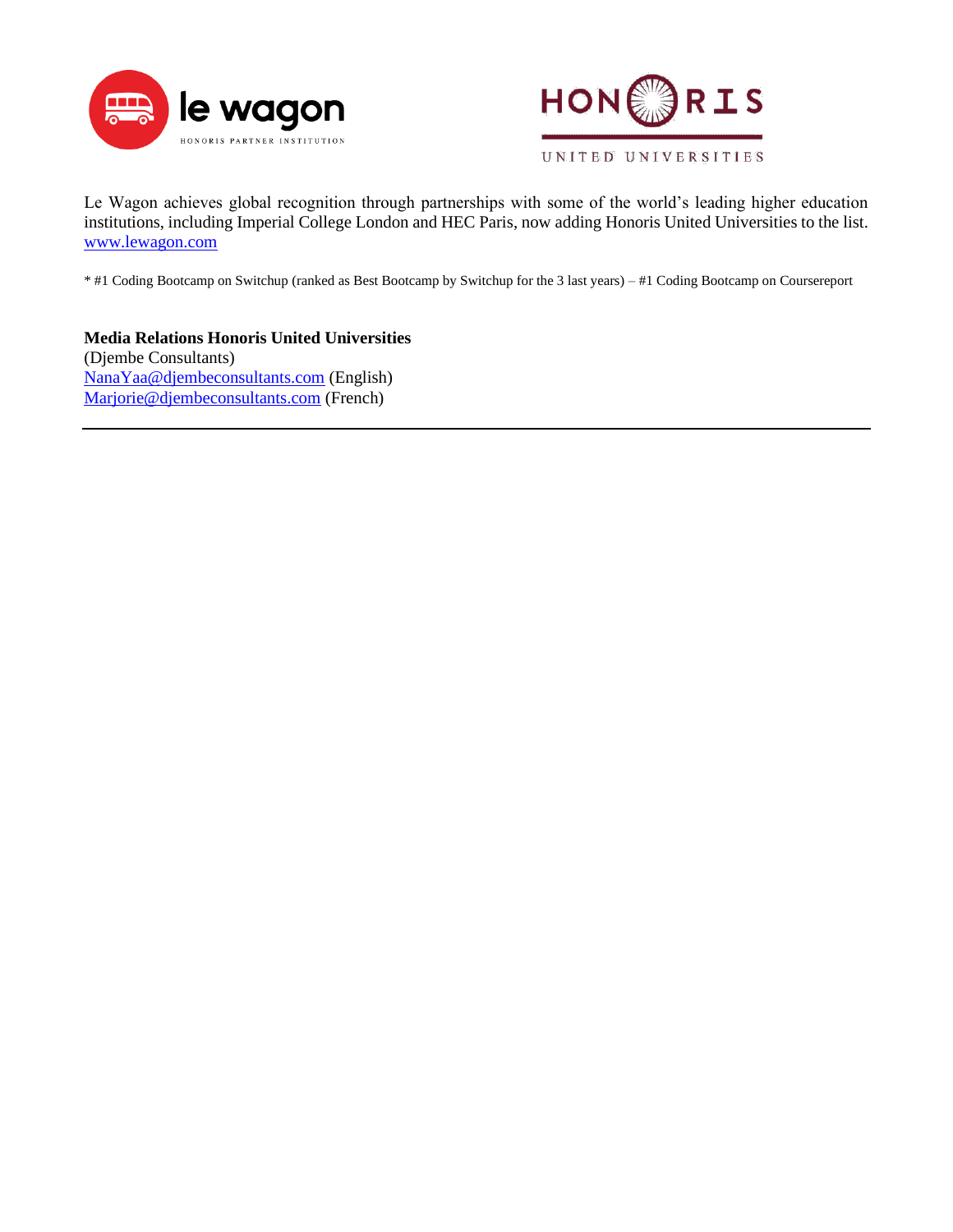Le Wagon achieves global recognition through partnerships with some of the world's leading higher education institutions, including Imperial College London and HEC Paris, now adding Honoris United Universities to the list. [www.lewagon.com](http://www.lewagon.com)

* #1 Coding Bootcamp on Switchup (ranked as Best Bootcamp by Switchup for the 3 last years) – #1 Coding Bootcamp on Coursereport

**Media Relations Honoris United Universities**
(Djembe Consultants)
NanaYaa@djembeconsultants.com (English)
Marjorie@djembeconsultants.com (French)

---